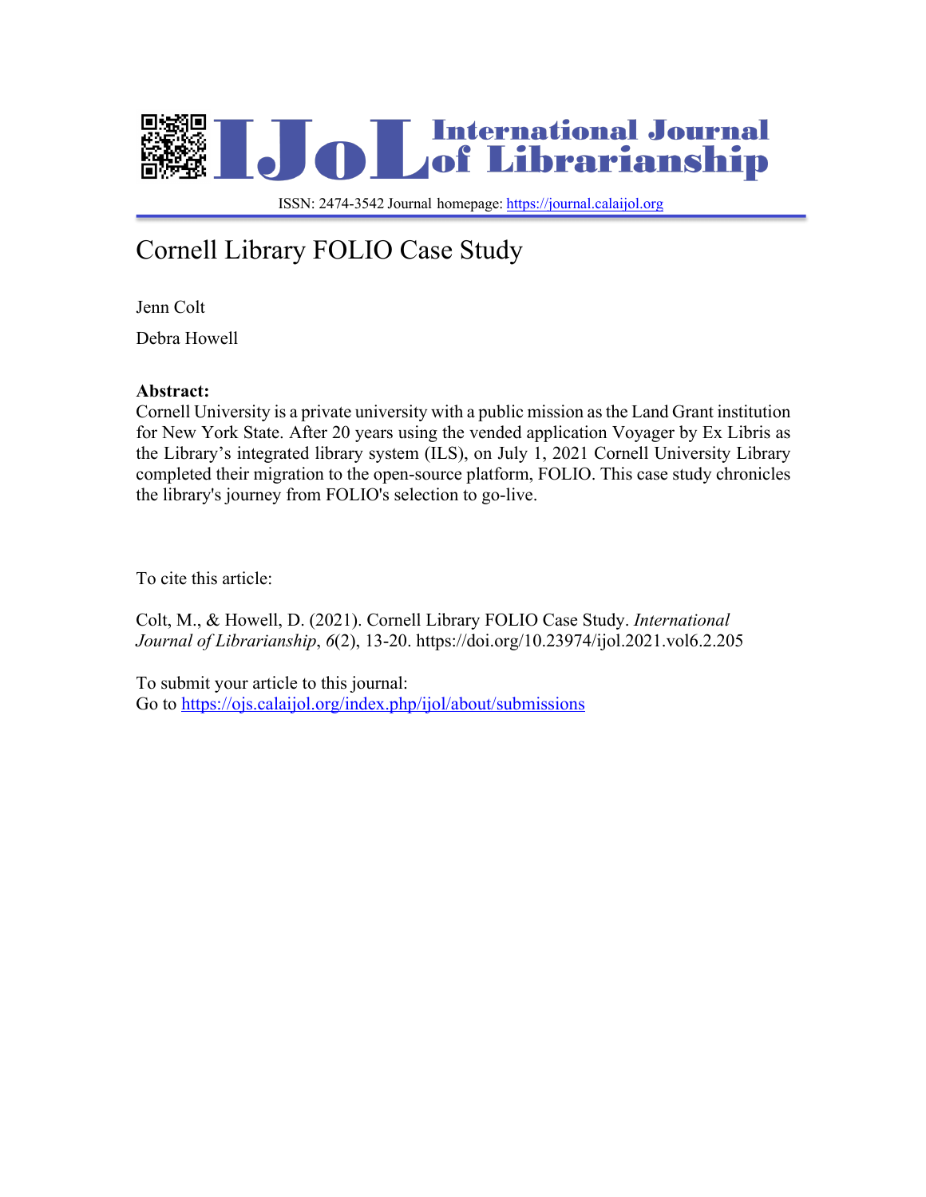# International Journal of Librarianship

ISSN: 2474-3542 Journal homepage: https://journal.calaijol.org

# Cornell Library FOLIO Case Study

Jenn Colt

Debra Howell

**Abstract:**
Cornell University is a private university with a public mission as the Land Grant institution for New York State. After 20 years using the vended application Voyager by Ex Libris as the Library's integrated library system (ILS), on July 1, 2021 Cornell University Library completed their migration to the open-source platform, FOLIO. This case study chronicles the library's journey from FOLIO's selection to go-live.

To cite this article:

Colt, M., & Howell, D. (2021). Cornell Library FOLIO Case Study. *International Journal of Librarianship*, *6*(2), 13-20. https://doi.org/10.23974/ijol.2021.vol6.2.205

To submit your article to this journal:
Go to https://ojs.calaijol.org/index.php/ijol/about/submissions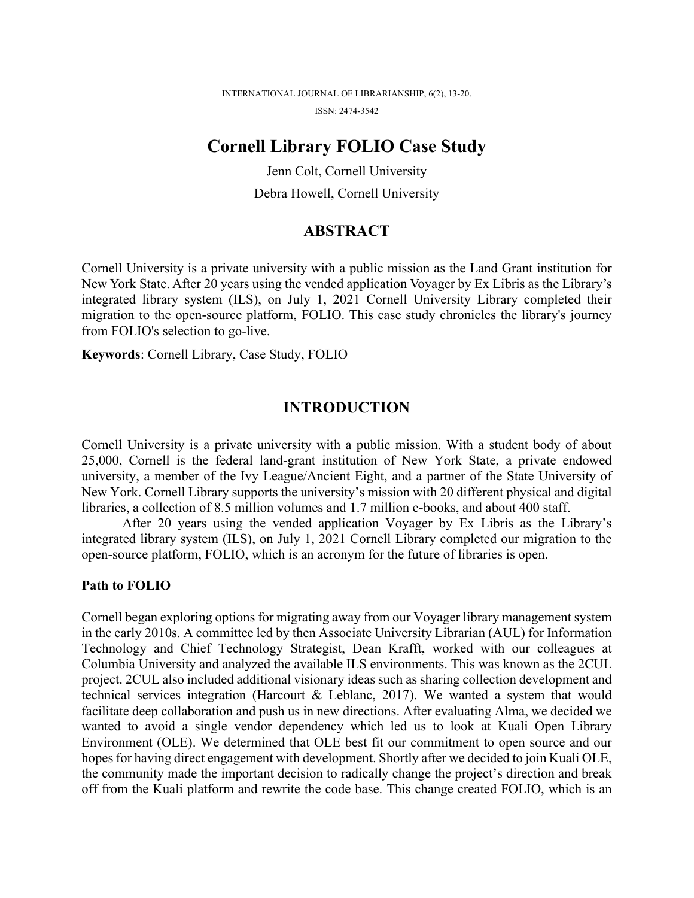# Cornell Library FOLIO Case Study

Jenn Colt, Cornell University

Debra Howell, Cornell University

## ABSTRACT

Cornell University is a private university with a public mission as the Land Grant institution for New York State. After 20 years using the vended application Voyager by Ex Libris as the Library's integrated library system (ILS), on July 1, 2021 Cornell University Library completed their migration to the open-source platform, FOLIO. This case study chronicles the library's journey from FOLIO's selection to go-live.

**Keywords**: Cornell Library, Case Study, FOLIO

## INTRODUCTION

Cornell University is a private university with a public mission. With a student body of about 25,000, Cornell is the federal land-grant institution of New York State, a private endowed university, a member of the Ivy League/Ancient Eight, and a partner of the State University of New York. Cornell Library supports the university's mission with 20 different physical and digital libraries, a collection of 8.5 million volumes and 1.7 million e-books, and about 400 staff.

After 20 years using the vended application Voyager by Ex Libris as the Library's integrated library system (ILS), on July 1, 2021 Cornell Library completed our migration to the open-source platform, FOLIO, which is an acronym for the future of libraries is open.

### Path to FOLIO

Cornell began exploring options for migrating away from our Voyager library management system in the early 2010s. A committee led by then Associate University Librarian (AUL) for Information Technology and Chief Technology Strategist, Dean Krafft, worked with our colleagues at Columbia University and analyzed the available ILS environments. This was known as the 2CUL project. 2CUL also included additional visionary ideas such as sharing collection development and technical services integration (Harcourt & Leblanc, 2017). We wanted a system that would facilitate deep collaboration and push us in new directions. After evaluating Alma, we decided we wanted to avoid a single vendor dependency which led us to look at Kuali Open Library Environment (OLE). We determined that OLE best fit our commitment to open source and our hopes for having direct engagement with development. Shortly after we decided to join Kuali OLE, the community made the important decision to radically change the project's direction and break off from the Kuali platform and rewrite the code base. This change created FOLIO, which is an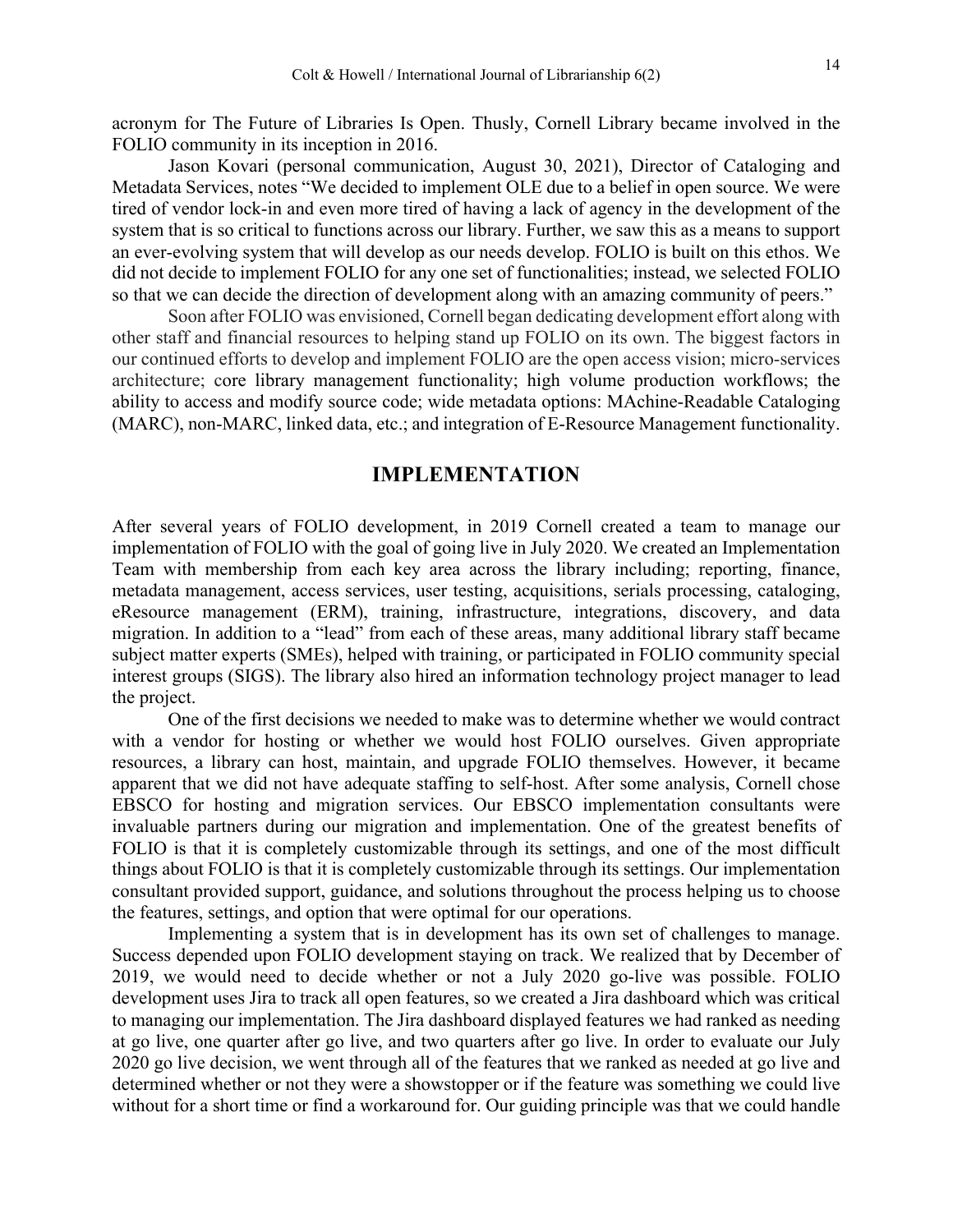acronym for The Future of Libraries Is Open. Thusly, Cornell Library became involved in the FOLIO community in its inception in 2016.

Jason Kovari (personal communication, August 30, 2021), Director of Cataloging and Metadata Services, notes "We decided to implement OLE due to a belief in open source. We were tired of vendor lock-in and even more tired of having a lack of agency in the development of the system that is so critical to functions across our library. Further, we saw this as a means to support an ever-evolving system that will develop as our needs develop. FOLIO is built on this ethos. We did not decide to implement FOLIO for any one set of functionalities; instead, we selected FOLIO so that we can decide the direction of development along with an amazing community of peers."

Soon after FOLIO was envisioned, Cornell began dedicating development effort along with other staff and financial resources to helping stand up FOLIO on its own. The biggest factors in our continued efforts to develop and implement FOLIO are the open access vision; micro-services architecture; core library management functionality; high volume production workflows; the ability to access and modify source code; wide metadata options: MAchine-Readable Cataloging (MARC), non-MARC, linked data, etc.; and integration of E-Resource Management functionality.

## IMPLEMENTATION

After several years of FOLIO development, in 2019 Cornell created a team to manage our implementation of FOLIO with the goal of going live in July 2020. We created an Implementation Team with membership from each key area across the library including; reporting, finance, metadata management, access services, user testing, acquisitions, serials processing, cataloging, eResource management (ERM), training, infrastructure, integrations, discovery, and data migration. In addition to a "lead" from each of these areas, many additional library staff became subject matter experts (SMEs), helped with training, or participated in FOLIO community special interest groups (SIGS). The library also hired an information technology project manager to lead the project.

One of the first decisions we needed to make was to determine whether we would contract with a vendor for hosting or whether we would host FOLIO ourselves. Given appropriate resources, a library can host, maintain, and upgrade FOLIO themselves. However, it became apparent that we did not have adequate staffing to self-host. After some analysis, Cornell chose EBSCO for hosting and migration services. Our EBSCO implementation consultants were invaluable partners during our migration and implementation. One of the greatest benefits of FOLIO is that it is completely customizable through its settings, and one of the most difficult things about FOLIO is that it is completely customizable through its settings. Our implementation consultant provided support, guidance, and solutions throughout the process helping us to choose the features, settings, and option that were optimal for our operations.

Implementing a system that is in development has its own set of challenges to manage. Success depended upon FOLIO development staying on track. We realized that by December of 2019, we would need to decide whether or not a July 2020 go-live was possible. FOLIO development uses Jira to track all open features, so we created a Jira dashboard which was critical to managing our implementation. The Jira dashboard displayed features we had ranked as needing at go live, one quarter after go live, and two quarters after go live. In order to evaluate our July 2020 go live decision, we went through all of the features that we ranked as needed at go live and determined whether or not they were a showstopper or if the feature was something we could live without for a short time or find a workaround for. Our guiding principle was that we could handle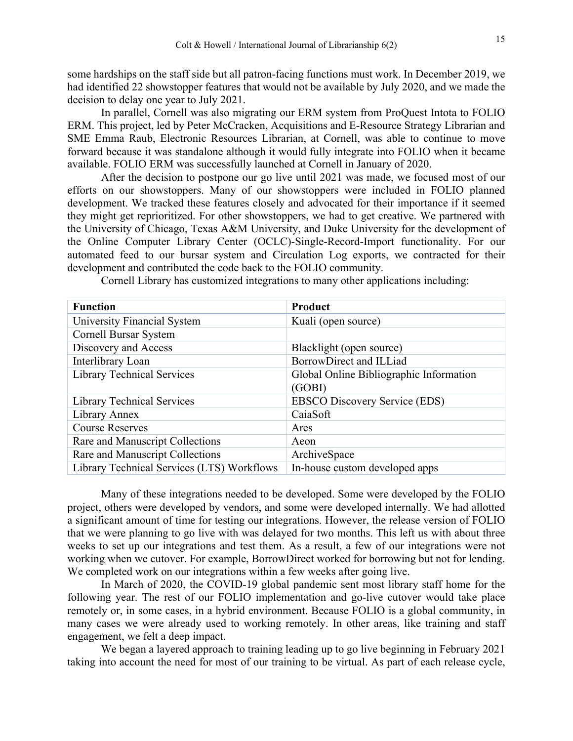some hardships on the staff side but all patron-facing functions must work. In December 2019, we had identified 22 showstopper features that would not be available by July 2020, and we made the decision to delay one year to July 2021.

In parallel, Cornell was also migrating our ERM system from ProQuest Intota to FOLIO ERM. This project, led by Peter McCracken, Acquisitions and E-Resource Strategy Librarian and SME Emma Raub, Electronic Resources Librarian, at Cornell, was able to continue to move forward because it was standalone although it would fully integrate into FOLIO when it became available. FOLIO ERM was successfully launched at Cornell in January of 2020.

After the decision to postpone our go live until 2021 was made, we focused most of our efforts on our showstoppers. Many of our showstoppers were included in FOLIO planned development. We tracked these features closely and advocated for their importance if it seemed they might get reprioritized. For other showstoppers, we had to get creative. We partnered with the University of Chicago, Texas A&M University, and Duke University for the development of the Online Computer Library Center (OCLC)-Single-Record-Import functionality. For our automated feed to our bursar system and Circulation Log exports, we contracted for their development and contributed the code back to the FOLIO community.

Cornell Library has customized integrations to many other applications including:

| Function | Product |
| --- | --- |
| University Financial System | Kuali (open source) |
| Cornell Bursar System | |
| Discovery and Access | Blacklight (open source) |
| Interlibrary Loan | BorrowDirect and ILLiad |
| Library Technical Services | Global Online Bibliographic Information (GOBI) |
| Library Technical Services | EBSCO Discovery Service (EDS) |
| Library Annex | CaiaSoft |
| Course Reserves | Ares |
| Rare and Manuscript Collections | Aeon |
| Rare and Manuscript Collections | ArchiveSpace |
| Library Technical Services (LTS) Workflows | In-house custom developed apps |

Many of these integrations needed to be developed. Some were developed by the FOLIO project, others were developed by vendors, and some were developed internally. We had allotted a significant amount of time for testing our integrations. However, the release version of FOLIO that we were planning to go live with was delayed for two months. This left us with about three weeks to set up our integrations and test them. As a result, a few of our integrations were not working when we cutover. For example, BorrowDirect worked for borrowing but not for lending. We completed work on our integrations within a few weeks after going live.

In March of 2020, the COVID-19 global pandemic sent most library staff home for the following year. The rest of our FOLIO implementation and go-live cutover would take place remotely or, in some cases, in a hybrid environment. Because FOLIO is a global community, in many cases we were already used to working remotely. In other areas, like training and staff engagement, we felt a deep impact.

We began a layered approach to training leading up to go live beginning in February 2021 taking into account the need for most of our training to be virtual. As part of each release cycle,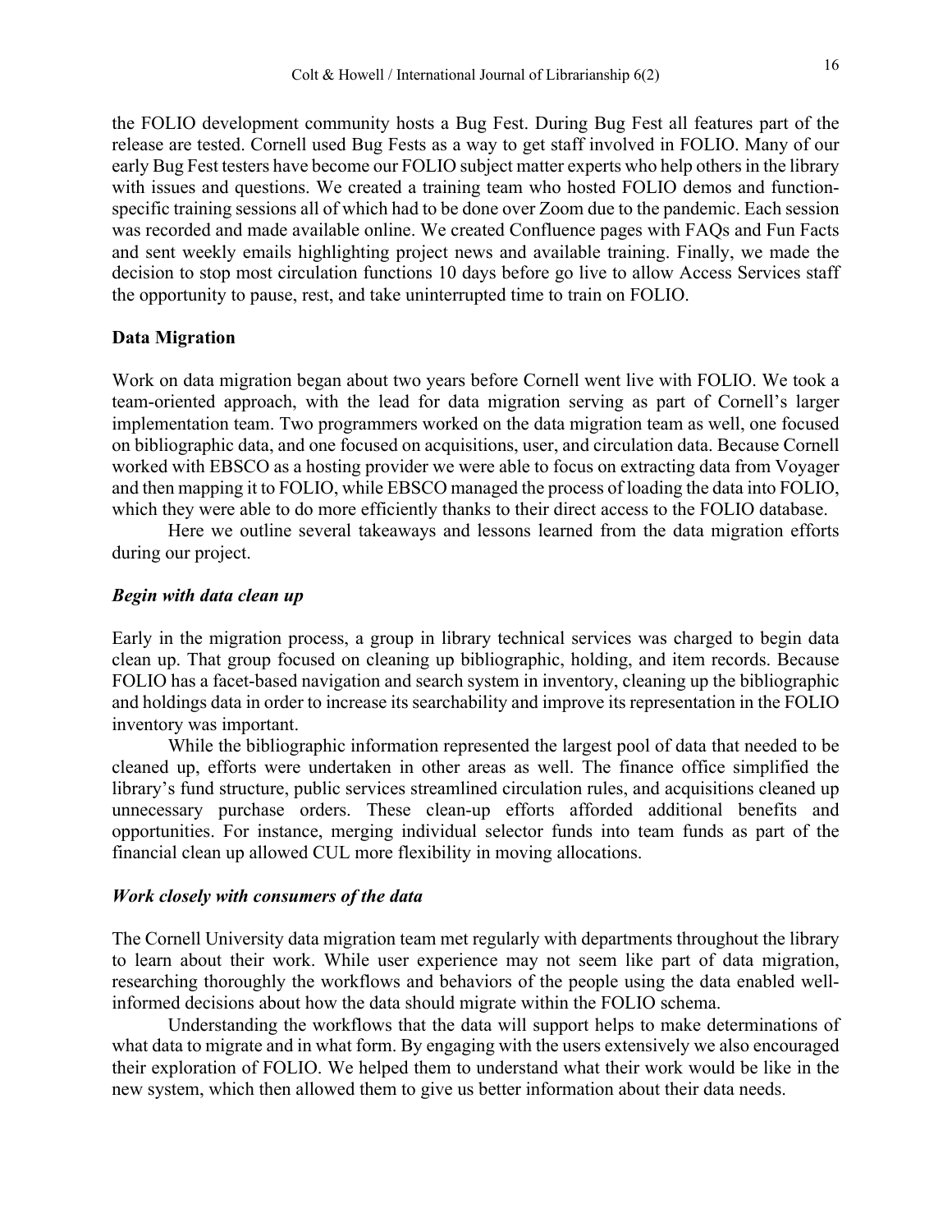the FOLIO development community hosts a Bug Fest. During Bug Fest all features part of the release are tested. Cornell used Bug Fests as a way to get staff involved in FOLIO. Many of our early Bug Fest testers have become our FOLIO subject matter experts who help others in the library with issues and questions. We created a training team who hosted FOLIO demos and function-specific training sessions all of which had to be done over Zoom due to the pandemic. Each session was recorded and made available online. We created Confluence pages with FAQs and Fun Facts and sent weekly emails highlighting project news and available training. Finally, we made the decision to stop most circulation functions 10 days before go live to allow Access Services staff the opportunity to pause, rest, and take uninterrupted time to train on FOLIO.

## Data Migration

Work on data migration began about two years before Cornell went live with FOLIO. We took a team-oriented approach, with the lead for data migration serving as part of Cornell's larger implementation team. Two programmers worked on the data migration team as well, one focused on bibliographic data, and one focused on acquisitions, user, and circulation data. Because Cornell worked with EBSCO as a hosting provider we were able to focus on extracting data from Voyager and then mapping it to FOLIO, while EBSCO managed the process of loading the data into FOLIO, which they were able to do more efficiently thanks to their direct access to the FOLIO database.

Here we outline several takeaways and lessons learned from the data migration efforts during our project.

### *Begin with data clean up*

Early in the migration process, a group in library technical services was charged to begin data clean up. That group focused on cleaning up bibliographic, holding, and item records. Because FOLIO has a facet-based navigation and search system in inventory, cleaning up the bibliographic and holdings data in order to increase its searchability and improve its representation in the FOLIO inventory was important.

While the bibliographic information represented the largest pool of data that needed to be cleaned up, efforts were undertaken in other areas as well. The finance office simplified the library's fund structure, public services streamlined circulation rules, and acquisitions cleaned up unnecessary purchase orders. These clean-up efforts afforded additional benefits and opportunities. For instance, merging individual selector funds into team funds as part of the financial clean up allowed CUL more flexibility in moving allocations.

### *Work closely with consumers of the data*

The Cornell University data migration team met regularly with departments throughout the library to learn about their work. While user experience may not seem like part of data migration, researching thoroughly the workflows and behaviors of the people using the data enabled well-informed decisions about how the data should migrate within the FOLIO schema.

Understanding the workflows that the data will support helps to make determinations of what data to migrate and in what form. By engaging with the users extensively we also encouraged their exploration of FOLIO. We helped them to understand what their work would be like in the new system, which then allowed them to give us better information about their data needs.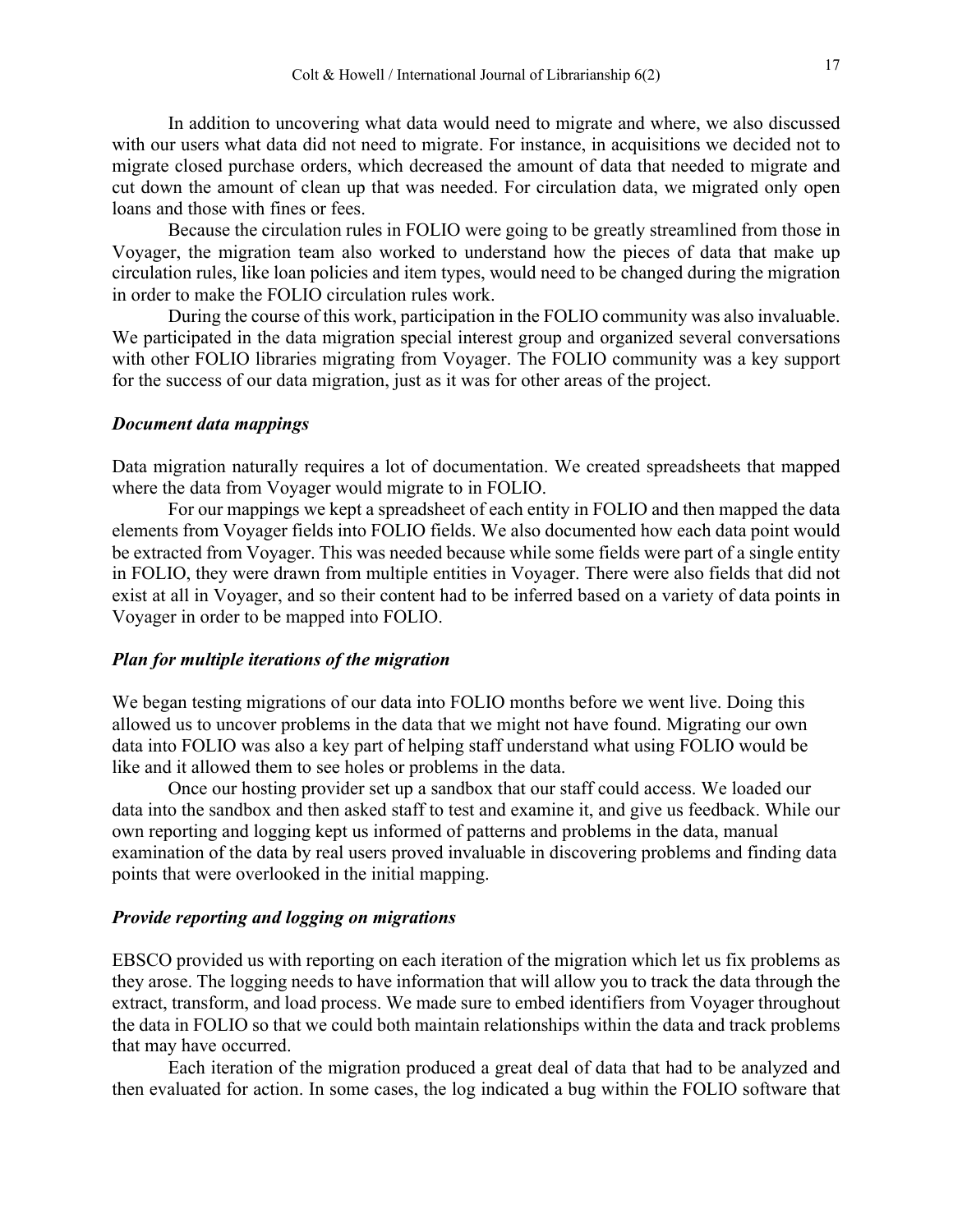In addition to uncovering what data would need to migrate and where, we also discussed with our users what data did not need to migrate. For instance, in acquisitions we decided not to migrate closed purchase orders, which decreased the amount of data that needed to migrate and cut down the amount of clean up that was needed. For circulation data, we migrated only open loans and those with fines or fees.

Because the circulation rules in FOLIO were going to be greatly streamlined from those in Voyager, the migration team also worked to understand how the pieces of data that make up circulation rules, like loan policies and item types, would need to be changed during the migration in order to make the FOLIO circulation rules work.

During the course of this work, participation in the FOLIO community was also invaluable. We participated in the data migration special interest group and organized several conversations with other FOLIO libraries migrating from Voyager. The FOLIO community was a key support for the success of our data migration, just as it was for other areas of the project.

### *Document data mappings*

Data migration naturally requires a lot of documentation. We created spreadsheets that mapped where the data from Voyager would migrate to in FOLIO.

For our mappings we kept a spreadsheet of each entity in FOLIO and then mapped the data elements from Voyager fields into FOLIO fields. We also documented how each data point would be extracted from Voyager. This was needed because while some fields were part of a single entity in FOLIO, they were drawn from multiple entities in Voyager. There were also fields that did not exist at all in Voyager, and so their content had to be inferred based on a variety of data points in Voyager in order to be mapped into FOLIO.

### *Plan for multiple iterations of the migration*

We began testing migrations of our data into FOLIO months before we went live. Doing this allowed us to uncover problems in the data that we might not have found. Migrating our own data into FOLIO was also a key part of helping staff understand what using FOLIO would be like and it allowed them to see holes or problems in the data.

Once our hosting provider set up a sandbox that our staff could access. We loaded our data into the sandbox and then asked staff to test and examine it, and give us feedback. While our own reporting and logging kept us informed of patterns and problems in the data, manual examination of the data by real users proved invaluable in discovering problems and finding data points that were overlooked in the initial mapping.

### *Provide reporting and logging on migrations*

EBSCO provided us with reporting on each iteration of the migration which let us fix problems as they arose. The logging needs to have information that will allow you to track the data through the extract, transform, and load process. We made sure to embed identifiers from Voyager throughout the data in FOLIO so that we could both maintain relationships within the data and track problems that may have occurred.

Each iteration of the migration produced a great deal of data that had to be analyzed and then evaluated for action. In some cases, the log indicated a bug within the FOLIO software that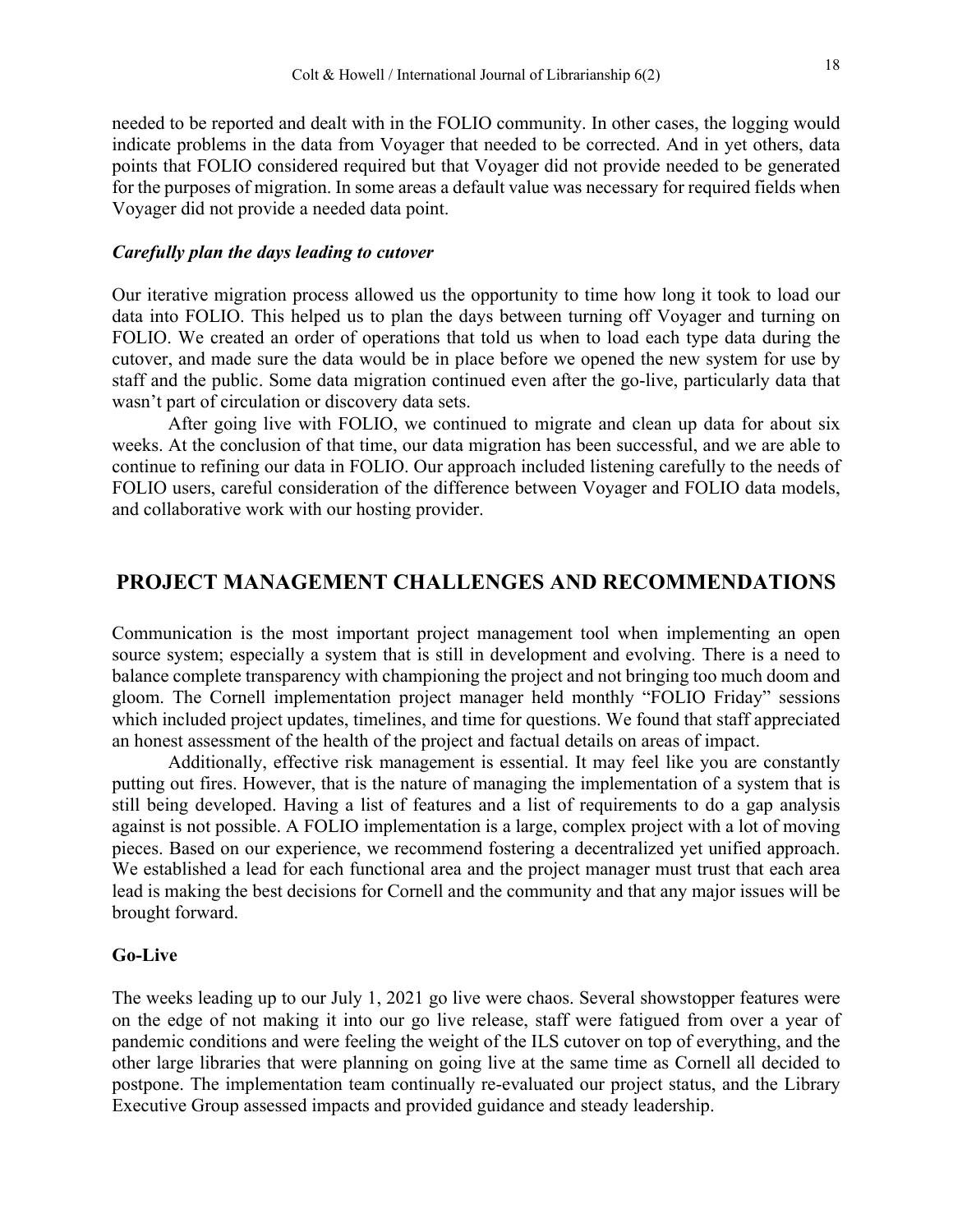needed to be reported and dealt with in the FOLIO community. In other cases, the logging would indicate problems in the data from Voyager that needed to be corrected. And in yet others, data points that FOLIO considered required but that Voyager did not provide needed to be generated for the purposes of migration. In some areas a default value was necessary for required fields when Voyager did not provide a needed data point.

### *Carefully plan the days leading to cutover*

Our iterative migration process allowed us the opportunity to time how long it took to load our data into FOLIO. This helped us to plan the days between turning off Voyager and turning on FOLIO. We created an order of operations that told us when to load each type data during the cutover, and made sure the data would be in place before we opened the new system for use by staff and the public. Some data migration continued even after the go-live, particularly data that wasn't part of circulation or discovery data sets.

After going live with FOLIO, we continued to migrate and clean up data for about six weeks. At the conclusion of that time, our data migration has been successful, and we are able to continue to refining our data in FOLIO. Our approach included listening carefully to the needs of FOLIO users, careful consideration of the difference between Voyager and FOLIO data models, and collaborative work with our hosting provider.

## PROJECT MANAGEMENT CHALLENGES AND RECOMMENDATIONS

Communication is the most important project management tool when implementing an open source system; especially a system that is still in development and evolving. There is a need to balance complete transparency with championing the project and not bringing too much doom and gloom. The Cornell implementation project manager held monthly "FOLIO Friday" sessions which included project updates, timelines, and time for questions. We found that staff appreciated an honest assessment of the health of the project and factual details on areas of impact.

Additionally, effective risk management is essential. It may feel like you are constantly putting out fires. However, that is the nature of managing the implementation of a system that is still being developed. Having a list of features and a list of requirements to do a gap analysis against is not possible. A FOLIO implementation is a large, complex project with a lot of moving pieces. Based on our experience, we recommend fostering a decentralized yet unified approach. We established a lead for each functional area and the project manager must trust that each area lead is making the best decisions for Cornell and the community and that any major issues will be brought forward.

### Go-Live

The weeks leading up to our July 1, 2021 go live were chaos. Several showstopper features were on the edge of not making it into our go live release, staff were fatigued from over a year of pandemic conditions and were feeling the weight of the ILS cutover on top of everything, and the other large libraries that were planning on going live at the same time as Cornell all decided to postpone. The implementation team continually re-evaluated our project status, and the Library Executive Group assessed impacts and provided guidance and steady leadership.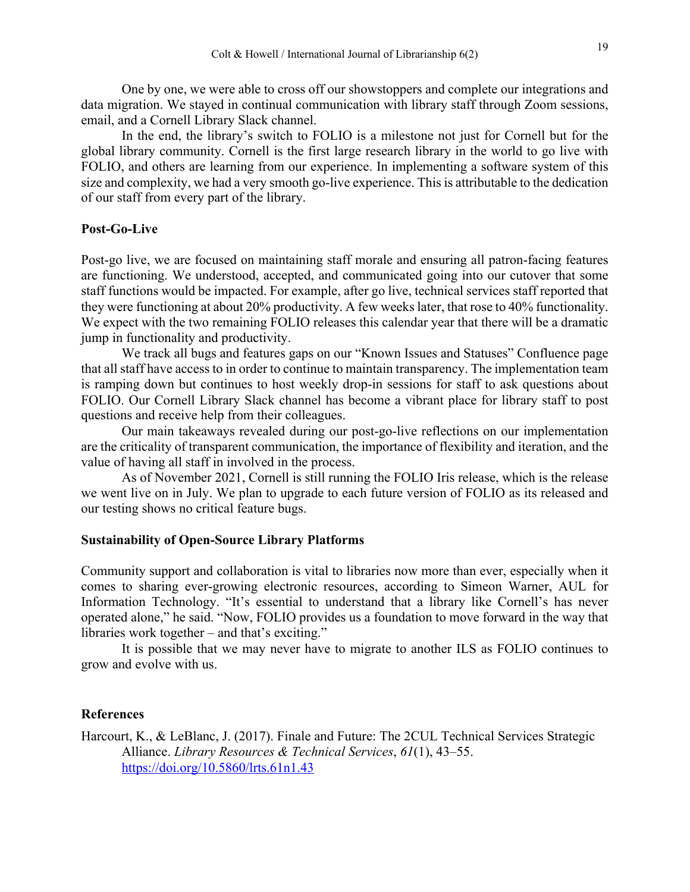One by one, we were able to cross off our showstoppers and complete our integrations and data migration. We stayed in continual communication with library staff through Zoom sessions, email, and a Cornell Library Slack channel.

In the end, the library's switch to FOLIO is a milestone not just for Cornell but for the global library community. Cornell is the first large research library in the world to go live with FOLIO, and others are learning from our experience. In implementing a software system of this size and complexity, we had a very smooth go-live experience. This is attributable to the dedication of our staff from every part of the library.

### Post-Go-Live

Post-go live, we are focused on maintaining staff morale and ensuring all patron-facing features are functioning. We understood, accepted, and communicated going into our cutover that some staff functions would be impacted. For example, after go live, technical services staff reported that they were functioning at about 20% productivity. A few weeks later, that rose to 40% functionality. We expect with the two remaining FOLIO releases this calendar year that there will be a dramatic jump in functionality and productivity.

We track all bugs and features gaps on our "Known Issues and Statuses" Confluence page that all staff have access to in order to continue to maintain transparency. The implementation team is ramping down but continues to host weekly drop-in sessions for staff to ask questions about FOLIO. Our Cornell Library Slack channel has become a vibrant place for library staff to post questions and receive help from their colleagues.

Our main takeaways revealed during our post-go-live reflections on our implementation are the criticality of transparent communication, the importance of flexibility and iteration, and the value of having all staff in involved in the process.

As of November 2021, Cornell is still running the FOLIO Iris release, which is the release we went live on in July. We plan to upgrade to each future version of FOLIO as its released and our testing shows no critical feature bugs.

### Sustainability of Open-Source Library Platforms

Community support and collaboration is vital to libraries now more than ever, especially when it comes to sharing ever-growing electronic resources, according to Simeon Warner, AUL for Information Technology. "It's essential to understand that a library like Cornell's has never operated alone," he said. "Now, FOLIO provides us a foundation to move forward in the way that libraries work together – and that's exciting."

It is possible that we may never have to migrate to another ILS as FOLIO continues to grow and evolve with us.

### References

Harcourt, K., & LeBlanc, J. (2017). Finale and Future: The 2CUL Technical Services Strategic Alliance. *Library Resources & Technical Services*, *61*(1), 43–55. https://doi.org/10.5860/lrts.61n1.43